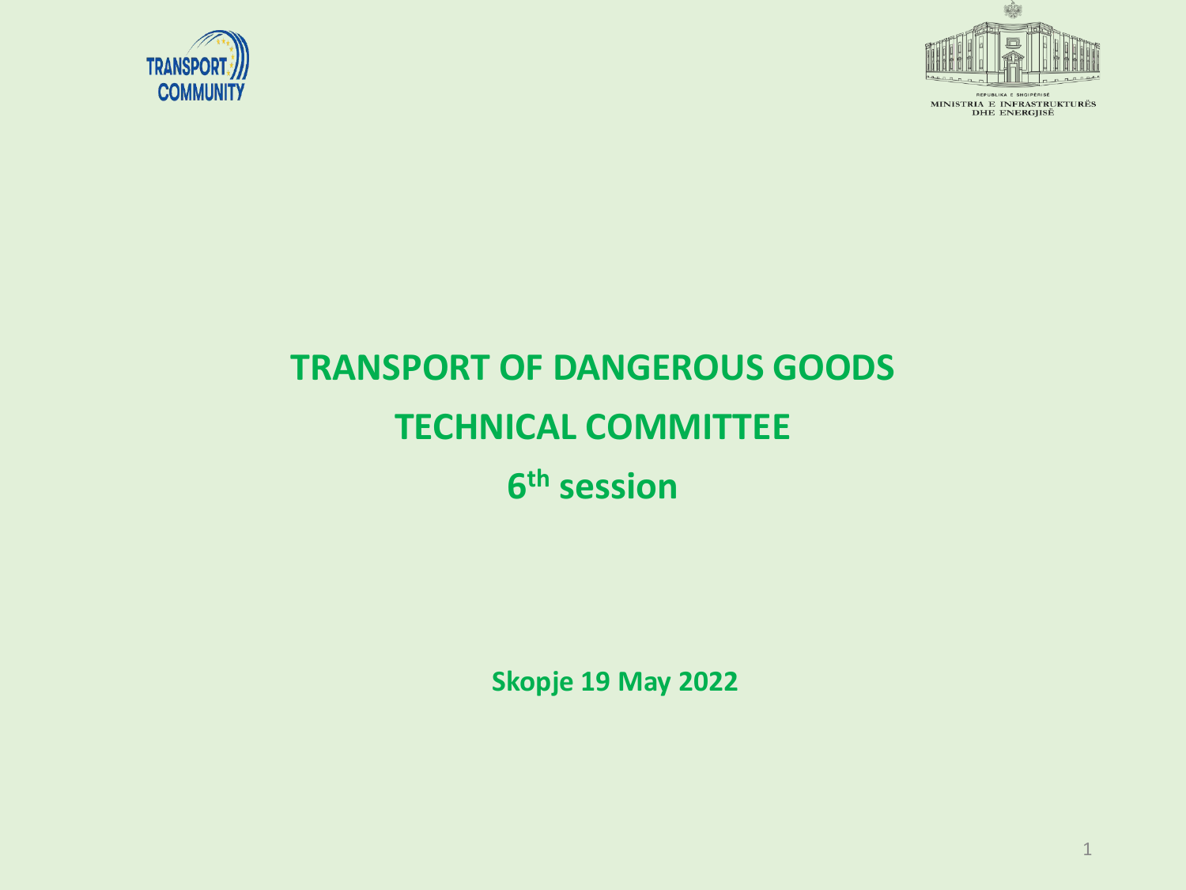TRANSPORT COMMUNITY

REPUBLIKA E SHQIPËRISË
MINISTRIA E INFRASTRUKTURËS DHE ENERGJISË

# TRANSPORT OF DANGEROUS GOODS

# TECHNICAL COMMITTEE

# 6th session

**Skopje 19 May 2022**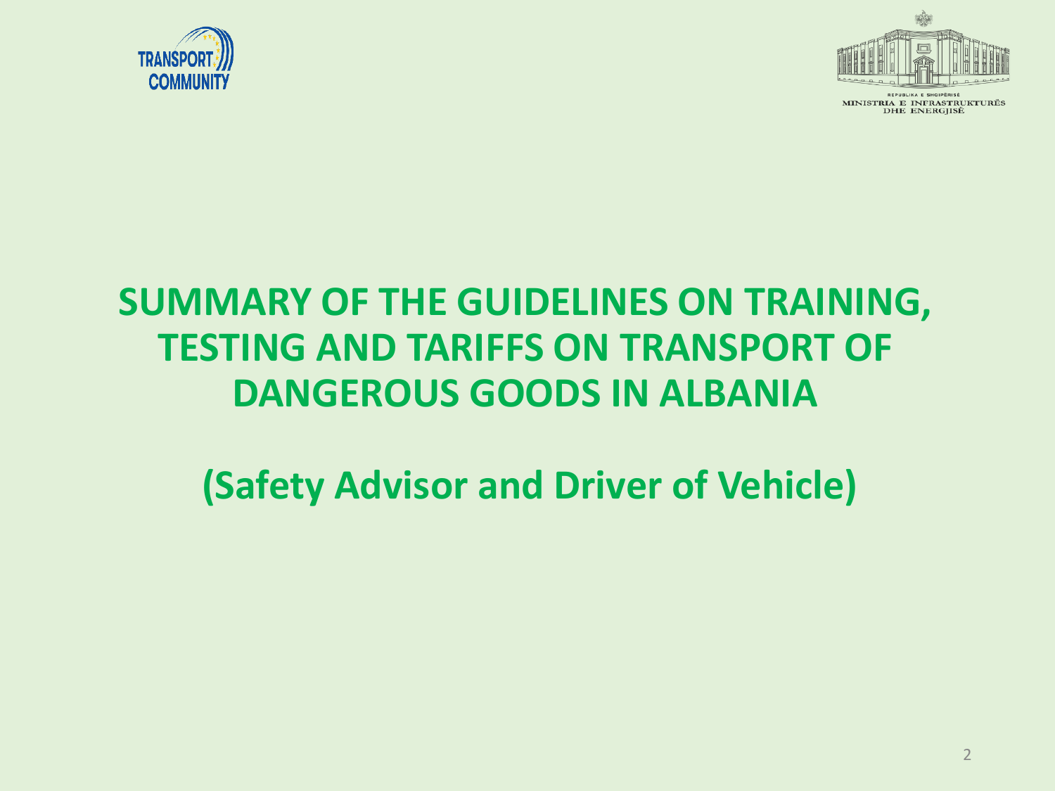# SUMMARY OF THE GUIDELINES ON TRAINING, TESTING AND TARIFFS ON TRANSPORT OF DANGEROUS GOODS IN ALBANIA

## (Safety Advisor and Driver of Vehicle)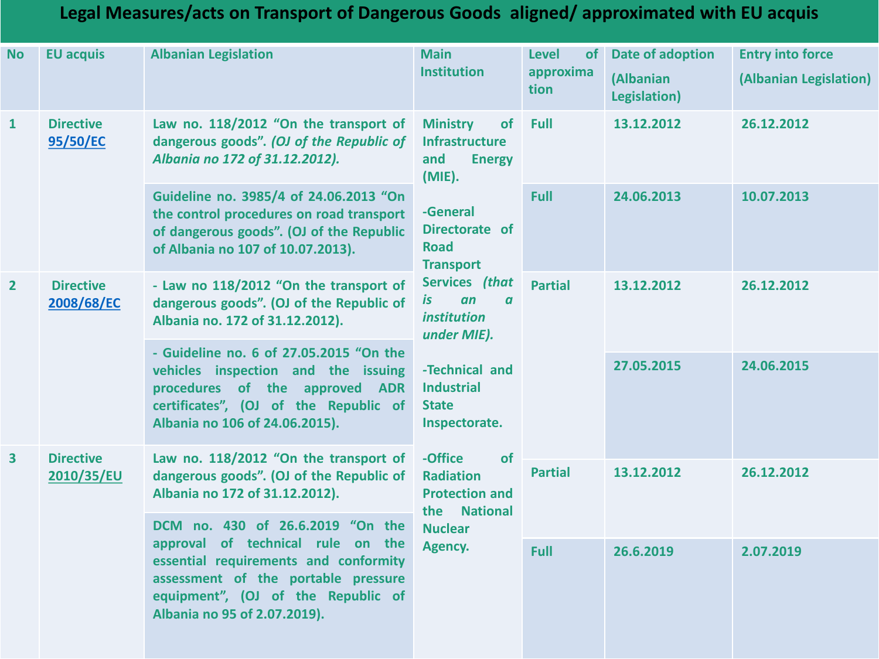# Legal Measures/acts on Transport of Dangerous Goods aligned/ approximated with EU acquis

| No | EU acquis | Albanian Legislation | Main Institution | Level of approximation | Date of adoption (Albanian Legislation) | Entry into force (Albanian Legislation) |
|---|---|---|---|---|---|---|
| 1 | Directive 95/50/EC | Law no. 118/2012 "On the transport of dangerous goods". *(OJ of the Republic of Albania no 172 of 31.12.2012).* | Ministry of Infrastructure and Energy (MIE). -General Directorate of Road Transport Services *(that is an a institution under MIE).* -Technical and Industrial State Inspectorate. -Office of Radiation Protection and the National Nuclear Agency. | Full | 13.12.2012 | 26.12.2012 |
| | | Guideline no. 3985/4 of 24.06.2013 "On the control procedures on road transport of dangerous goods". (OJ of the Republic of Albania no 107 of 10.07.2013). | | Full | 24.06.2013 | 10.07.2013 |
| 2 | Directive 2008/68/EC | - Law no 118/2012 "On the transport of dangerous goods". (OJ of the Republic of Albania no. 172 of 31.12.2012). | | Partial | 13.12.2012 | 26.12.2012 |
| | | - Guideline no. 6 of 27.05.2015 "On the vehicles inspection and the issuing procedures of the approved ADR certificates", (OJ of the Republic of Albania no 106 of 24.06.2015). | | | 27.05.2015 | 24.06.2015 |
| 3 | Directive 2010/35/EU | Law no. 118/2012 "On the transport of dangerous goods". (OJ of the Republic of Albania no 172 of 31.12.2012). | | Partial | 13.12.2012 | 26.12.2012 |
| | | DCM no. 430 of 26.6.2019 "On the approval of technical rule on the essential requirements and conformity assessment of the portable pressure equipment", (OJ of the Republic of Albania no 95 of 2.07.2019). | | Full | 26.6.2019 | 2.07.2019 |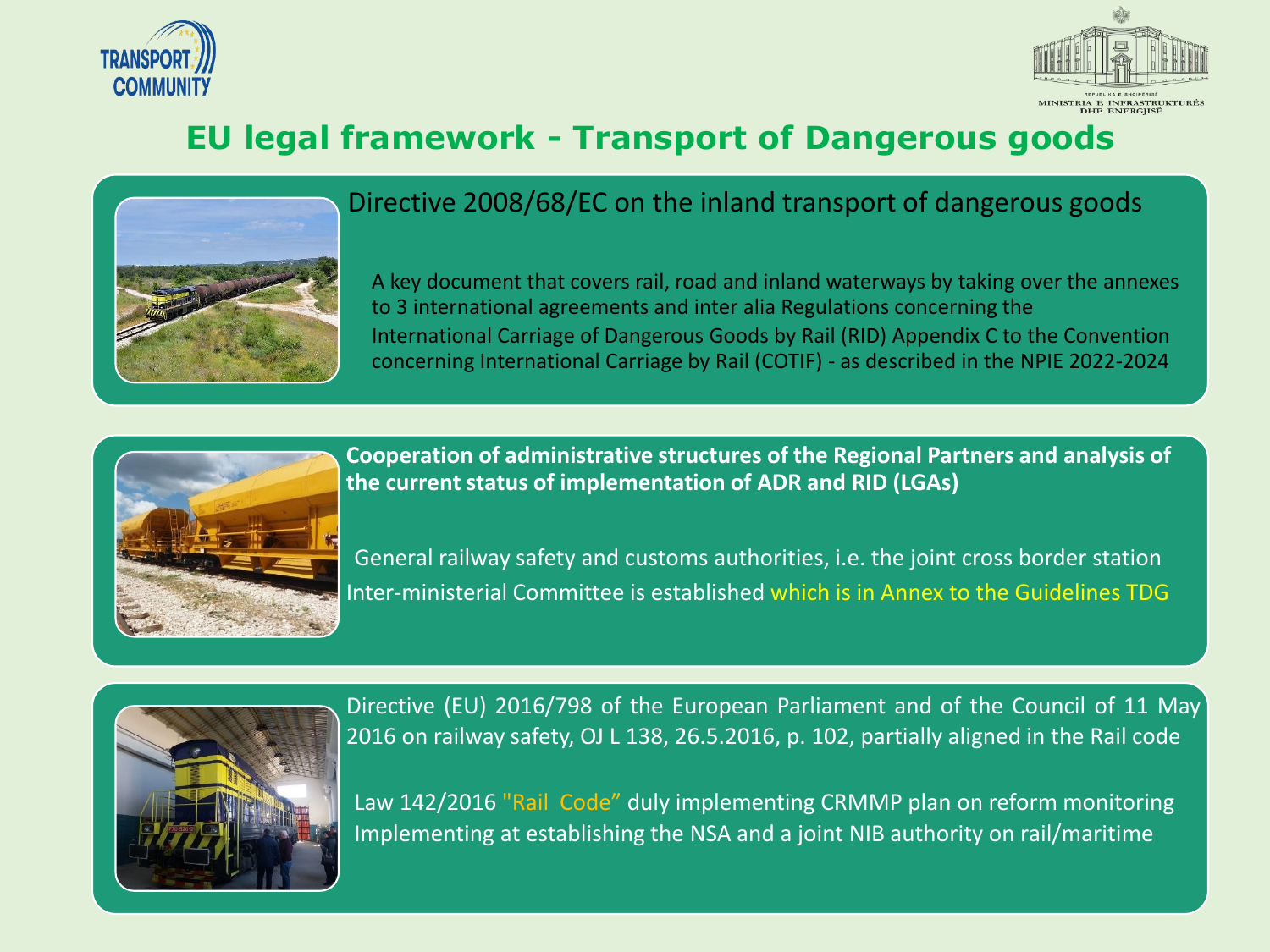# EU legal framework - Transport of Dangerous goods

## Directive 2008/68/EC on the inland transport of dangerous goods

A key document that covers rail, road and inland waterways by taking over the annexes to 3 international agreements and inter alia Regulations concerning the International Carriage of Dangerous Goods by Rail (RID) Appendix C to the Convention concerning International Carriage by Rail (COTIF) - as described in the NPIE 2022-2024

**Cooperation of administrative structures of the Regional Partners and analysis of the current status of implementation of ADR and RID (LGAs)**

General railway safety and customs authorities, i.e. the joint cross border station Inter-ministerial Committee is established which is in Annex to the Guidelines TDG

Directive (EU) 2016/798 of the European Parliament and of the Council of 11 May 2016 on railway safety, OJ L 138, 26.5.2016, p. 102, partially aligned in the Rail code

Law 142/2016 "Rail Code" duly implementing CRMMP plan on reform monitoring Implementing at establishing the NSA and a joint NIB authority on rail/maritime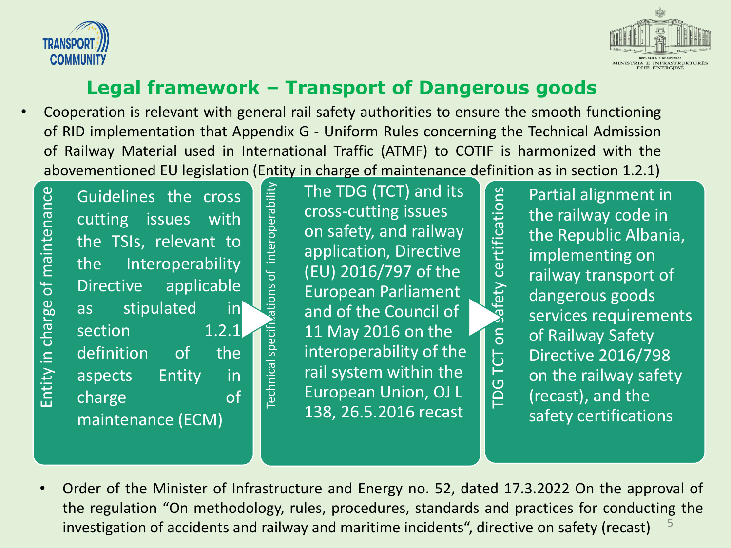## Legal framework – Transport of Dangerous goods

- Cooperation is relevant with general rail safety authorities to ensure the smooth functioning of RID implementation that Appendix G - Uniform Rules concerning the Technical Admission of Railway Material used in International Traffic (ATMF) to COTIF is harmonized with the abovementioned EU legislation (Entity in charge of maintenance definition as in section 1.2.1)

**Entity in charge of maintenance**

Guidelines the cross cutting issues with the TSIs, relevant to the Interoperability Directive applicable as stipulated in section 1.2.1 definition of the aspects Entity in charge of maintenance (ECM)

**Technical specifications of interoperability**

The TDG (TCT) and its cross-cutting issues on safety, and railway application, Directive (EU) 2016/797 of the European Parliament and of the Council of 11 May 2016 on the interoperability of the rail system within the European Union, OJ L 138, 26.5.2016 recast

**TDG TCT on safety certifications**

Partial alignment in the railway code in the Republic Albania, implementing on railway transport of dangerous goods services requirements of Railway Safety Directive 2016/798 on the railway safety (recast), and the safety certifications

- Order of the Minister of Infrastructure and Energy no. 52, dated 17.3.2022 On the approval of the regulation "On methodology, rules, procedures, standards and practices for conducting the investigation of accidents and railway and maritime incidents", directive on safety (recast)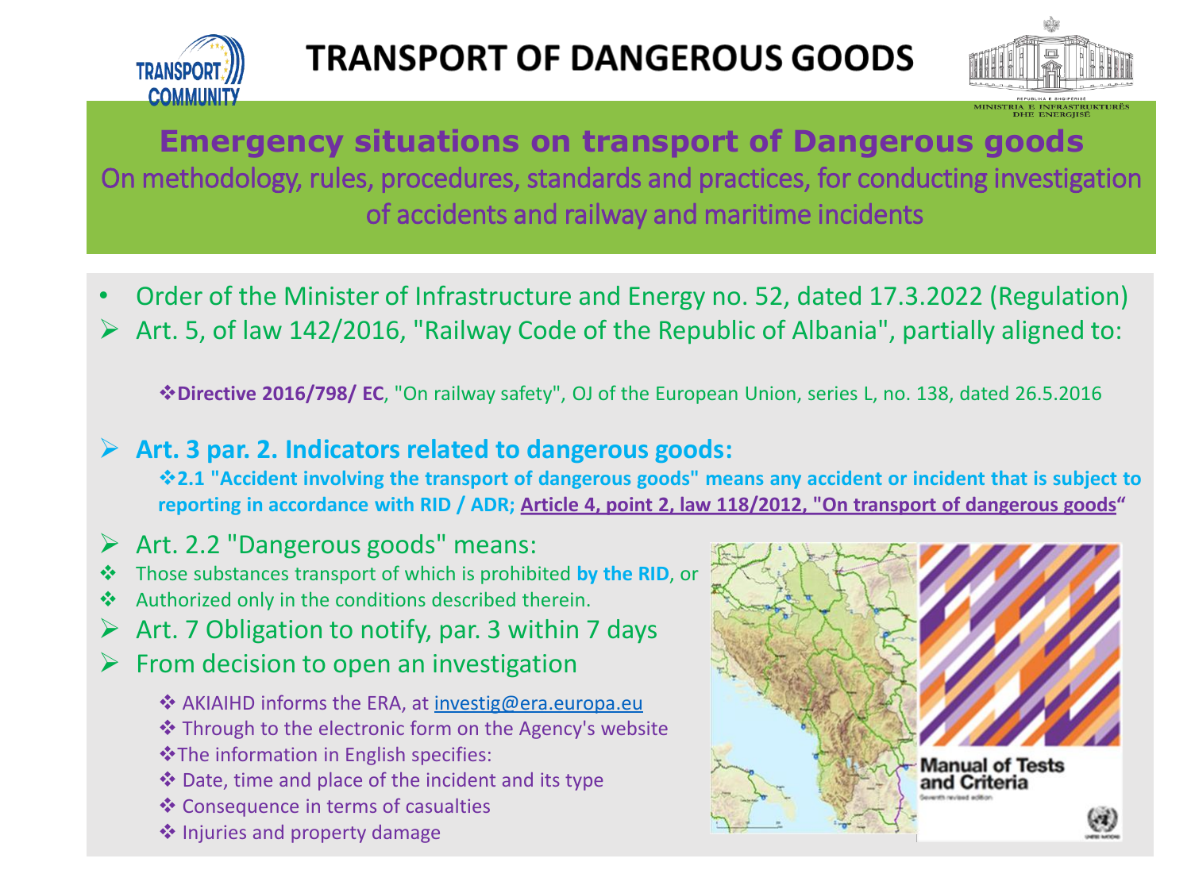# TRANSPORT OF DANGEROUS GOODS

## Emergency situations on transport of Dangerous goods

On methodology, rules, procedures, standards and practices, for conducting investigation of accidents and railway and maritime incidents

- Order of the Minister of Infrastructure and Energy no. 52, dated 17.3.2022 (Regulation)
- Art. 5, of law 142/2016, "Railway Code of the Republic of Albania", partially aligned to:
  - **Directive 2016/798/ EC**, "On railway safety", OJ of the European Union, series L, no. 138, dated 26.5.2016
- **Art. 3 par. 2. Indicators related to dangerous goods:**
  - **2.1 "Accident involving the transport of dangerous goods" means any accident or incident that is subject to reporting in accordance with RID / ADR; Article 4, point 2, law 118/2012, "On transport of dangerous goods"**
- Art. 2.2 "Dangerous goods" means:
  - Those substances transport of which is prohibited **by the RID**, or
  - Authorized only in the conditions described therein.
- Art. 7 Obligation to notify, par. 3 within 7 days
- From decision to open an investigation
  - AKIAIHD informs the ERA, at investig@era.europa.eu
  - Through to the electronic form on the Agency's website
  - The information in English specifies:
  - Date, time and place of the incident and its type
  - Consequence in terms of casualties
  - Injuries and property damage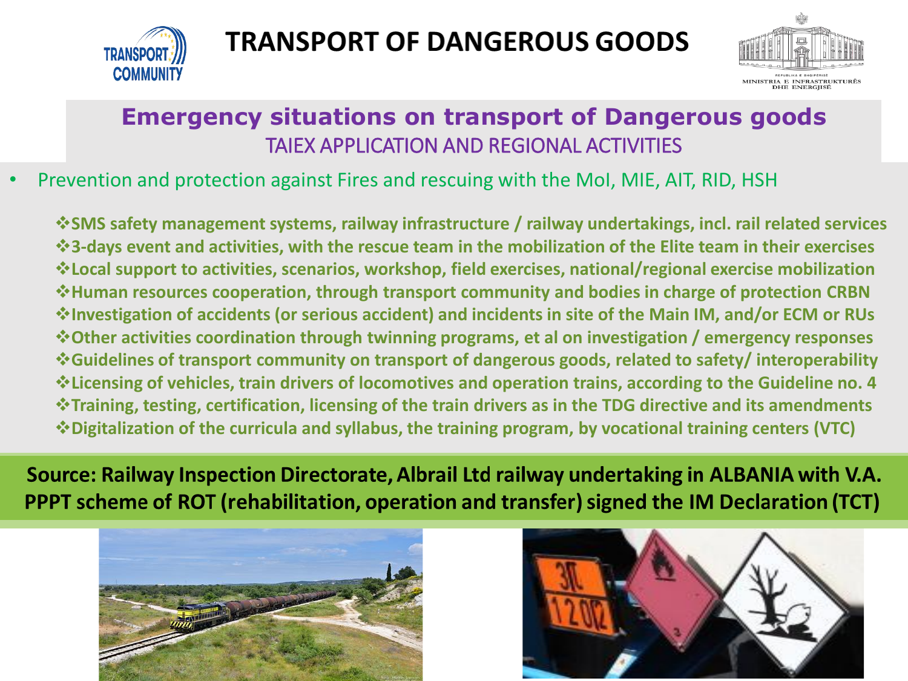# TRANSPORT OF DANGEROUS GOODS

## Emergency situations on transport of Dangerous goods

### TAIEX APPLICATION AND REGIONAL ACTIVITIES

- Prevention and protection against Fires and rescuing with the MoI, MIE, AIT, RID, HSH

❖**SMS safety management systems, railway infrastructure / railway undertakings, incl. rail related services**
❖**3-days event and activities, with the rescue team in the mobilization of the Elite team in their exercises**
❖**Local support to activities, scenarios, workshop, field exercises, national/regional exercise mobilization**
❖**Human resources cooperation, through transport community and bodies in charge of protection CRBN**
❖**Investigation of accidents (or serious accident) and incidents in site of the Main IM, and/or ECM or RUs**
❖**Other activities coordination through twinning programs, et al on investigation / emergency responses**
❖**Guidelines of transport community on transport of dangerous goods, related to safety/ interoperability**
❖**Licensing of vehicles, train drivers of locomotives and operation trains, according to the Guideline no. 4**
❖**Training, testing, certification, licensing of the train drivers as in the TDG directive and its amendments**
❖**Digitalization of the curricula and syllabus, the training program, by vocational training centers (VTC)**

**Source: Railway Inspection Directorate, Albrail Ltd railway undertaking in ALBANIA with V.A. PPPT scheme of ROT (rehabilitation, operation and transfer) signed the IM Declaration (TCT)**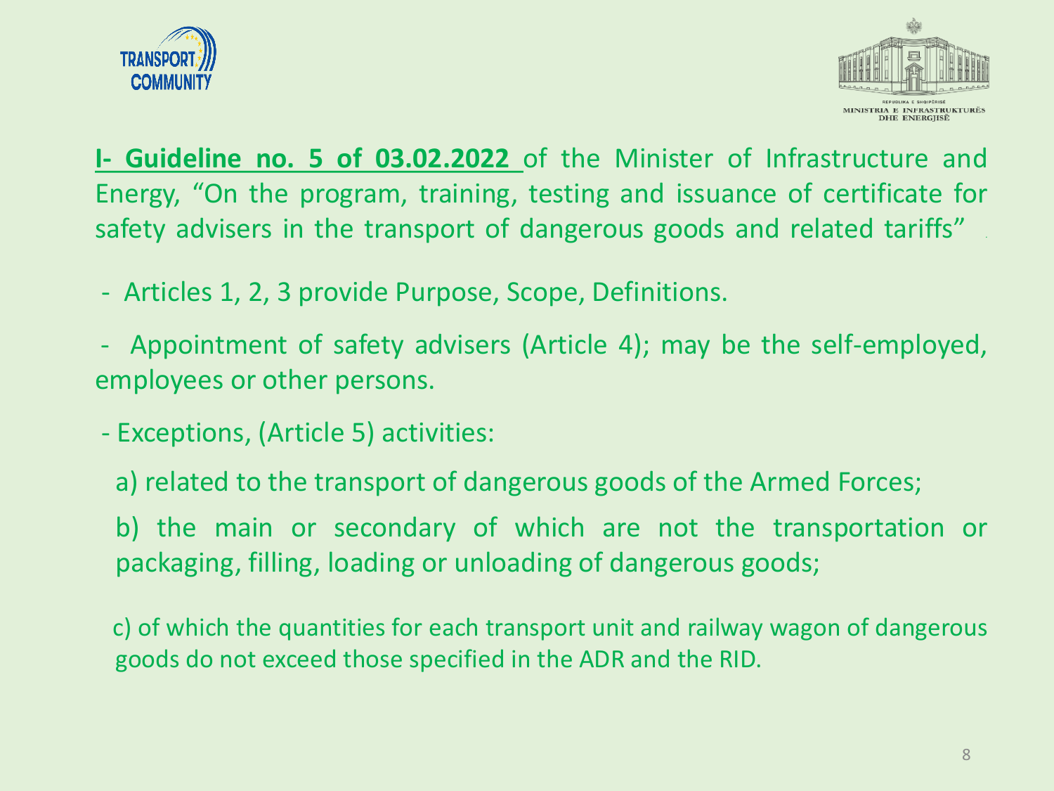**I- Guideline no. 5 of 03.02.2022** of the Minister of Infrastructure and Energy, "On the program, training, testing and issuance of certificate for safety advisers in the transport of dangerous goods and related tariffs"

- Articles 1, 2, 3 provide Purpose, Scope, Definitions.
- Appointment of safety advisers (Article 4); may be the self-employed, employees or other persons.
- Exceptions, (Article 5) activities:

  a) related to the transport of dangerous goods of the Armed Forces;

  b) the main or secondary of which are not the transportation or packaging, filling, loading or unloading of dangerous goods;

  c) of which the quantities for each transport unit and railway wagon of dangerous goods do not exceed those specified in the ADR and the RID.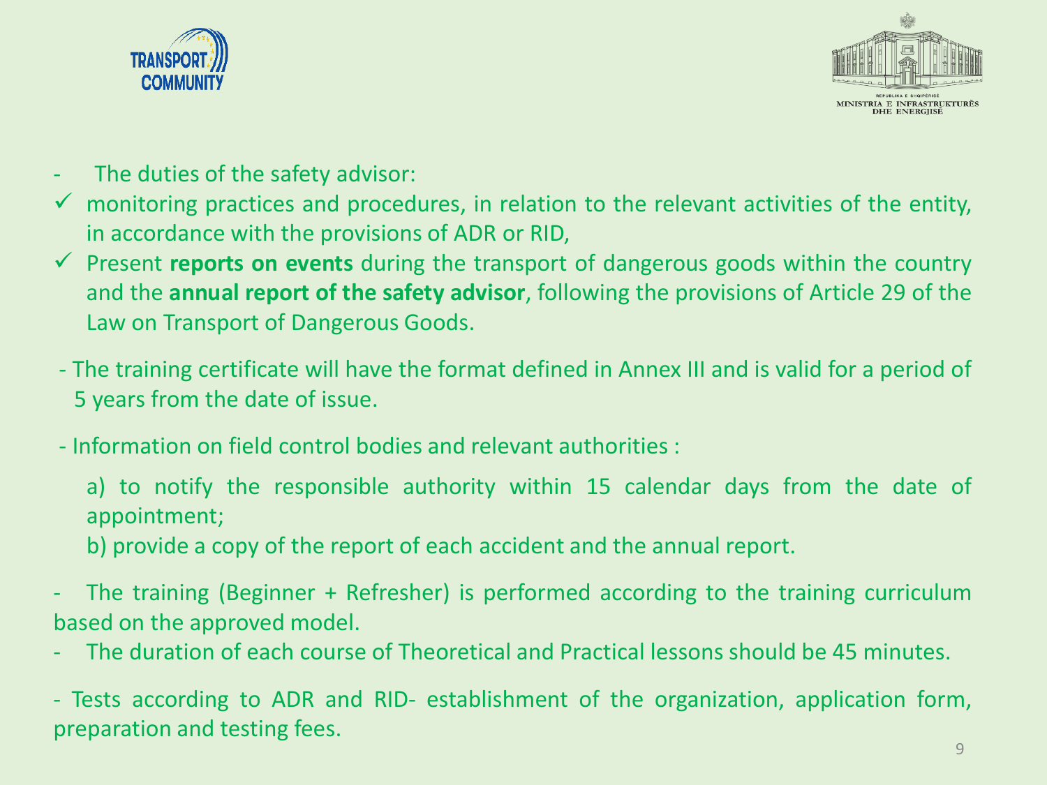- The duties of the safety advisor:
  - ✓ monitoring practices and procedures, in relation to the relevant activities of the entity, in accordance with the provisions of ADR or RID,
  - ✓ Present **reports on events** during the transport of dangerous goods within the country and the **annual report of the safety advisor**, following the provisions of Article 29 of the Law on Transport of Dangerous Goods.
- The training certificate will have the format defined in Annex III and is valid for a period of 5 years from the date of issue.
- Information on field control bodies and relevant authorities :

  a) to notify the responsible authority within 15 calendar days from the date of appointment;

  b) provide a copy of the report of each accident and the annual report.

- The training (Beginner + Refresher) is performed according to the training curriculum based on the approved model.
- The duration of each course of Theoretical and Practical lessons should be 45 minutes.
- Tests according to ADR and RID- establishment of the organization, application form, preparation and testing fees.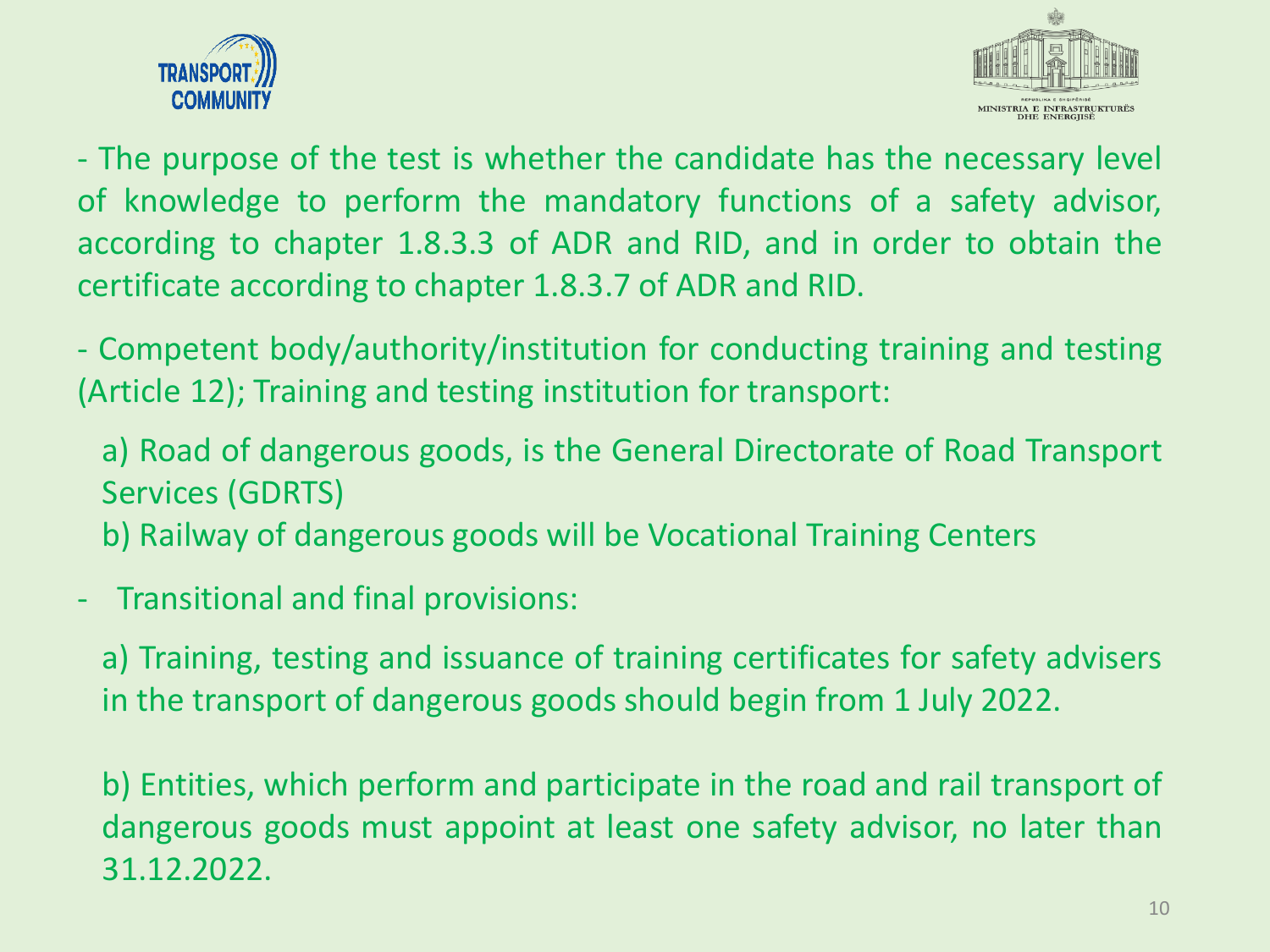- The purpose of the test is whether the candidate has the necessary level of knowledge to perform the mandatory functions of a safety advisor, according to chapter 1.8.3.3 of ADR and RID, and in order to obtain the certificate according to chapter 1.8.3.7 of ADR and RID.

- Competent body/authority/institution for conducting training and testing (Article 12); Training and testing institution for transport:

  a) Road of dangerous goods, is the General Directorate of Road Transport Services (GDRTS)

  b) Railway of dangerous goods will be Vocational Training Centers

- Transitional and final provisions:

  a) Training, testing and issuance of training certificates for safety advisers in the transport of dangerous goods should begin from 1 July 2022.

  b) Entities, which perform and participate in the road and rail transport of dangerous goods must appoint at least one safety advisor, no later than 31.12.2022.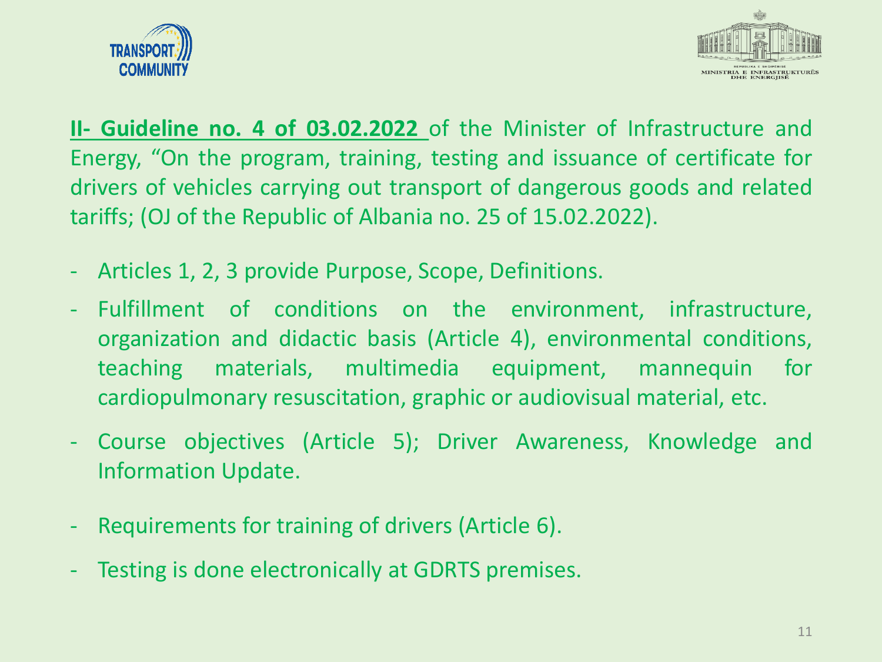**II- Guideline no. 4 of 03.02.2022** of the Minister of Infrastructure and Energy, “On the program, training, testing and issuance of certificate for drivers of vehicles carrying out transport of dangerous goods and related tariffs; (OJ of the Republic of Albania no. 25 of 15.02.2022).

- Articles 1, 2, 3 provide Purpose, Scope, Definitions.
- Fulfillment of conditions on the environment, infrastructure, organization and didactic basis (Article 4), environmental conditions, teaching materials, multimedia equipment, mannequin for cardiopulmonary resuscitation, graphic or audiovisual material, etc.
- Course objectives (Article 5); Driver Awareness, Knowledge and Information Update.
- Requirements for training of drivers (Article 6).
- Testing is done electronically at GDRTS premises.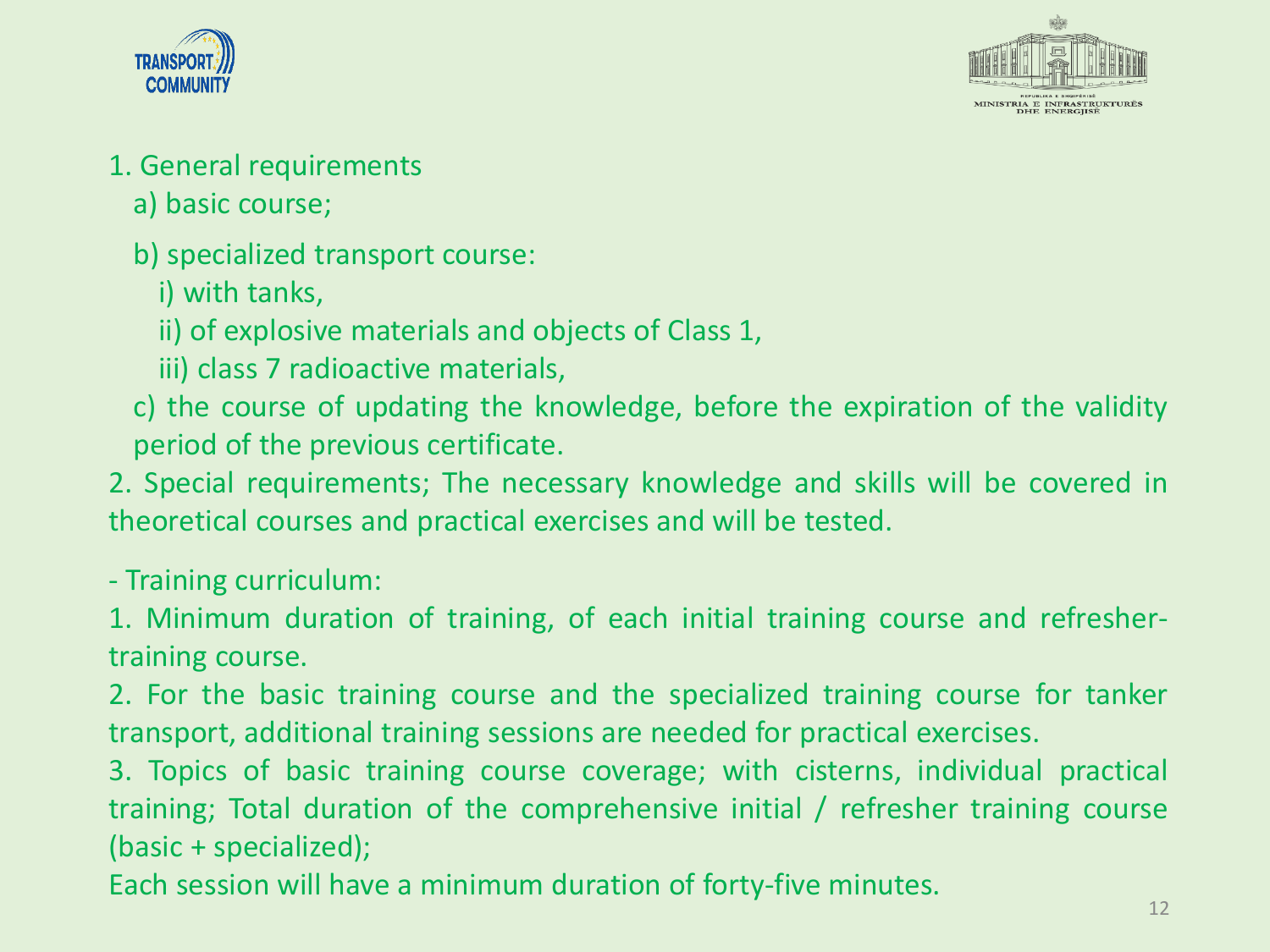1. General requirements

   a) basic course;

   b) specialized transport course:

      i) with tanks,

      ii) of explosive materials and objects of Class 1,

      iii) class 7 radioactive materials,

   c) the course of updating the knowledge, before the expiration of the validity period of the previous certificate.

2. Special requirements; The necessary knowledge and skills will be covered in theoretical courses and practical exercises and will be tested.

- Training curriculum:

1. Minimum duration of training, of each initial training course and refresher-training course.
2. For the basic training course and the specialized training course for tanker transport, additional training sessions are needed for practical exercises.
3. Topics of basic training course coverage; with cisterns, individual practical training; Total duration of the comprehensive initial / refresher training course (basic + specialized);

Each session will have a minimum duration of forty-five minutes.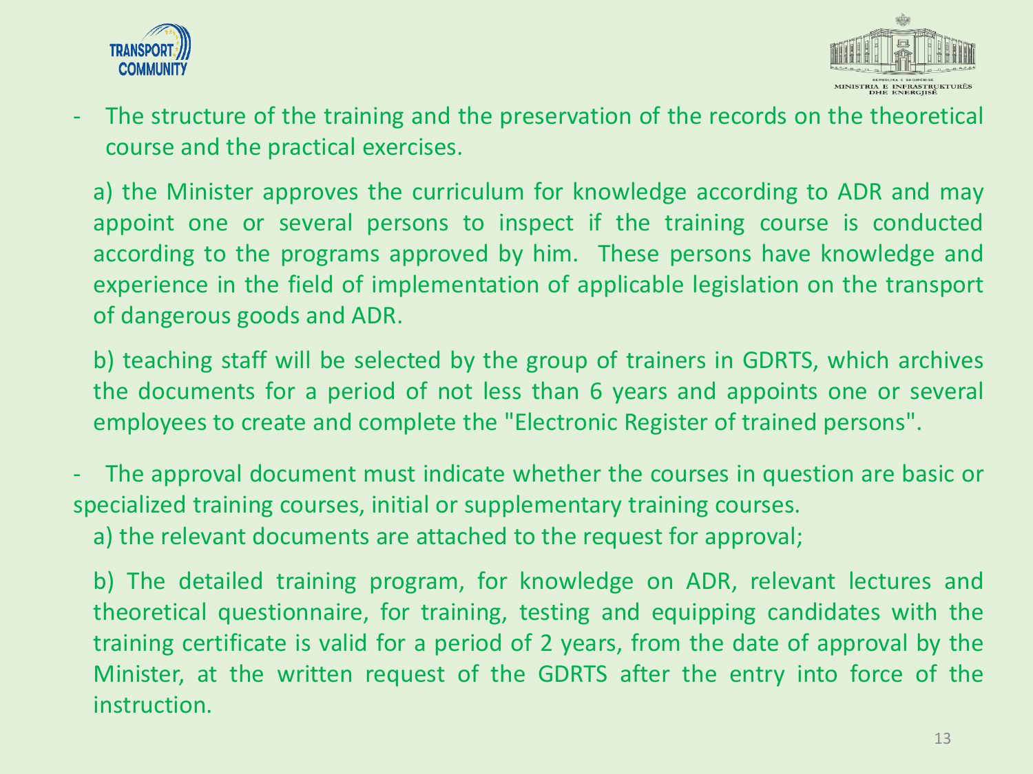- The structure of the training and the preservation of the records on the theoretical course and the practical exercises.

  a) the Minister approves the curriculum for knowledge according to ADR and may appoint one or several persons to inspect if the training course is conducted according to the programs approved by him. These persons have knowledge and experience in the field of implementation of applicable legislation on the transport of dangerous goods and ADR.

  b) teaching staff will be selected by the group of trainers in GDRTS, which archives the documents for a period of not less than 6 years and appoints one or several employees to create and complete the "Electronic Register of trained persons".

- The approval document must indicate whether the courses in question are basic or specialized training courses, initial or supplementary training courses.

  a) the relevant documents are attached to the request for approval;

  b) The detailed training program, for knowledge on ADR, relevant lectures and theoretical questionnaire, for training, testing and equipping candidates with the training certificate is valid for a period of 2 years, from the date of approval by the Minister, at the written request of the GDRTS after the entry into force of the instruction.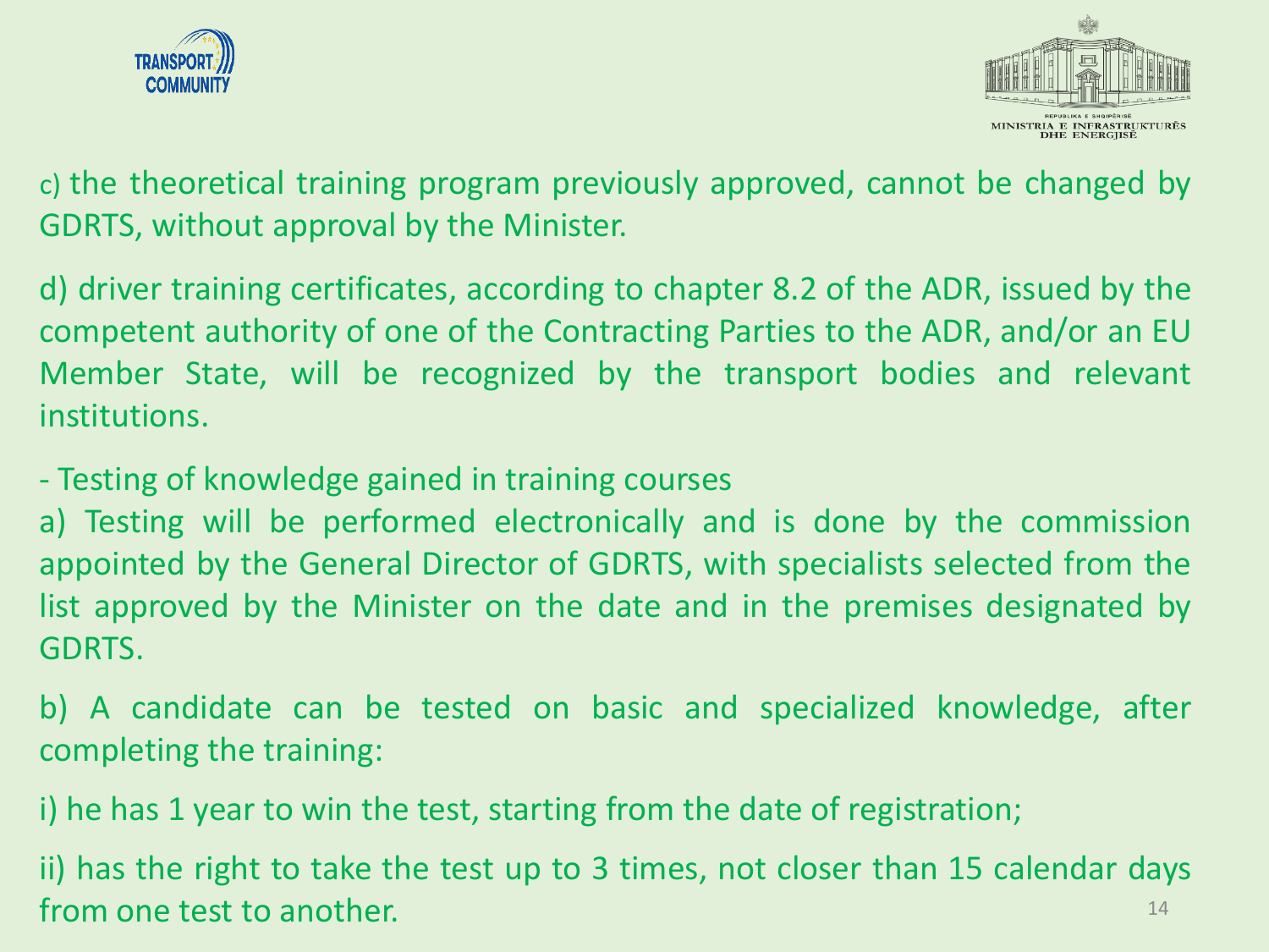c) the theoretical training program previously approved, cannot be changed by GDRTS, without approval by the Minister.

d) driver training certificates, according to chapter 8.2 of the ADR, issued by the competent authority of one of the Contracting Parties to the ADR, and/or an EU Member State, will be recognized by the transport bodies and relevant institutions.

- Testing of knowledge gained in training courses

a) Testing will be performed electronically and is done by the commission appointed by the General Director of GDRTS, with specialists selected from the list approved by the Minister on the date and in the premises designated by GDRTS.

b) A candidate can be tested on basic and specialized knowledge, after completing the training:

i) he has 1 year to win the test, starting from the date of registration;

ii) has the right to take the test up to 3 times, not closer than 15 calendar days from one test to another.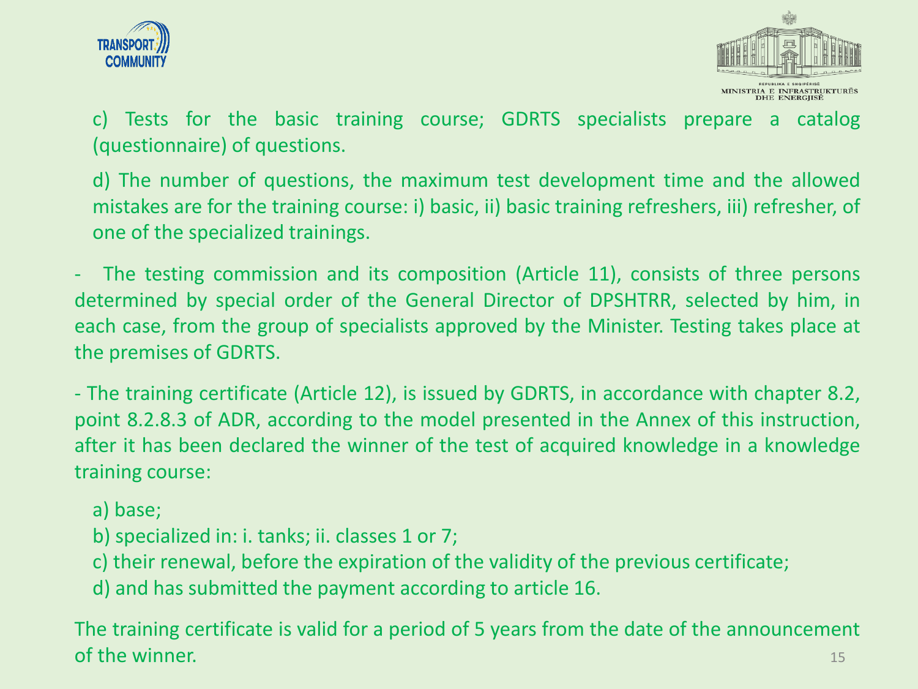c) Tests for the basic training course; GDRTS specialists prepare a catalog (questionnaire) of questions.

d) The number of questions, the maximum test development time and the allowed mistakes are for the training course: i) basic, ii) basic training refreshers, iii) refresher, of one of the specialized trainings.

- The testing commission and its composition (Article 11), consists of three persons determined by special order of the General Director of DPSHTRR, selected by him, in each case, from the group of specialists approved by the Minister. Testing takes place at the premises of GDRTS.

- The training certificate (Article 12), is issued by GDRTS, in accordance with chapter 8.2, point 8.2.8.3 of ADR, according to the model presented in the Annex of this instruction, after it has been declared the winner of the test of acquired knowledge in a knowledge training course:

a) base;
b) specialized in: i. tanks; ii. classes 1 or 7;
c) their renewal, before the expiration of the validity of the previous certificate;
d) and has submitted the payment according to article 16.

The training certificate is valid for a period of 5 years from the date of the announcement of the winner.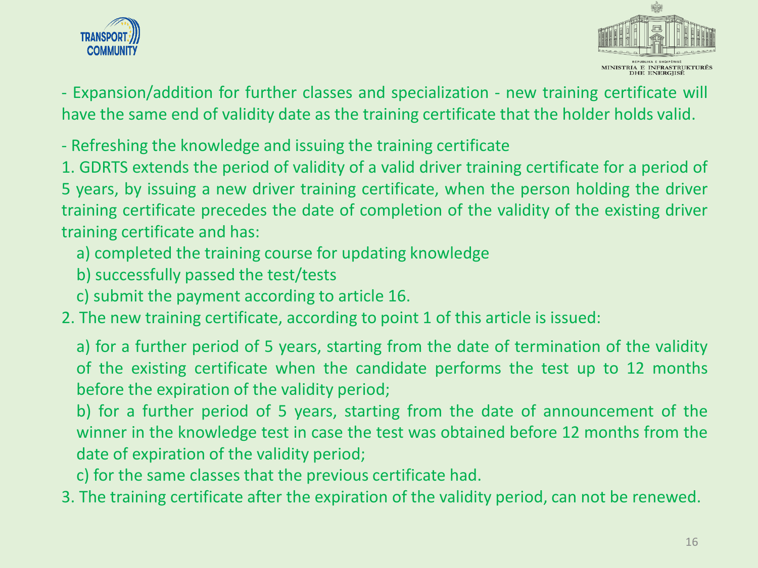- Expansion/addition for further classes and specialization - new training certificate will have the same end of validity date as the training certificate that the holder holds valid.

- Refreshing the knowledge and issuing the training certificate

1. GDRTS extends the period of validity of a valid driver training certificate for a period of 5 years, by issuing a new driver training certificate, when the person holding the driver training certificate precedes the date of completion of the validity of the existing driver training certificate and has:
   a) completed the training course for updating knowledge
   b) successfully passed the test/tests
   c) submit the payment according to article 16.
2. The new training certificate, according to point 1 of this article is issued:
   a) for a further period of 5 years, starting from the date of termination of the validity of the existing certificate when the candidate performs the test up to 12 months before the expiration of the validity period;
   b) for a further period of 5 years, starting from the date of announcement of the winner in the knowledge test in case the test was obtained before 12 months from the date of expiration of the validity period;
   c) for the same classes that the previous certificate had.
3. The training certificate after the expiration of the validity period, can not be renewed.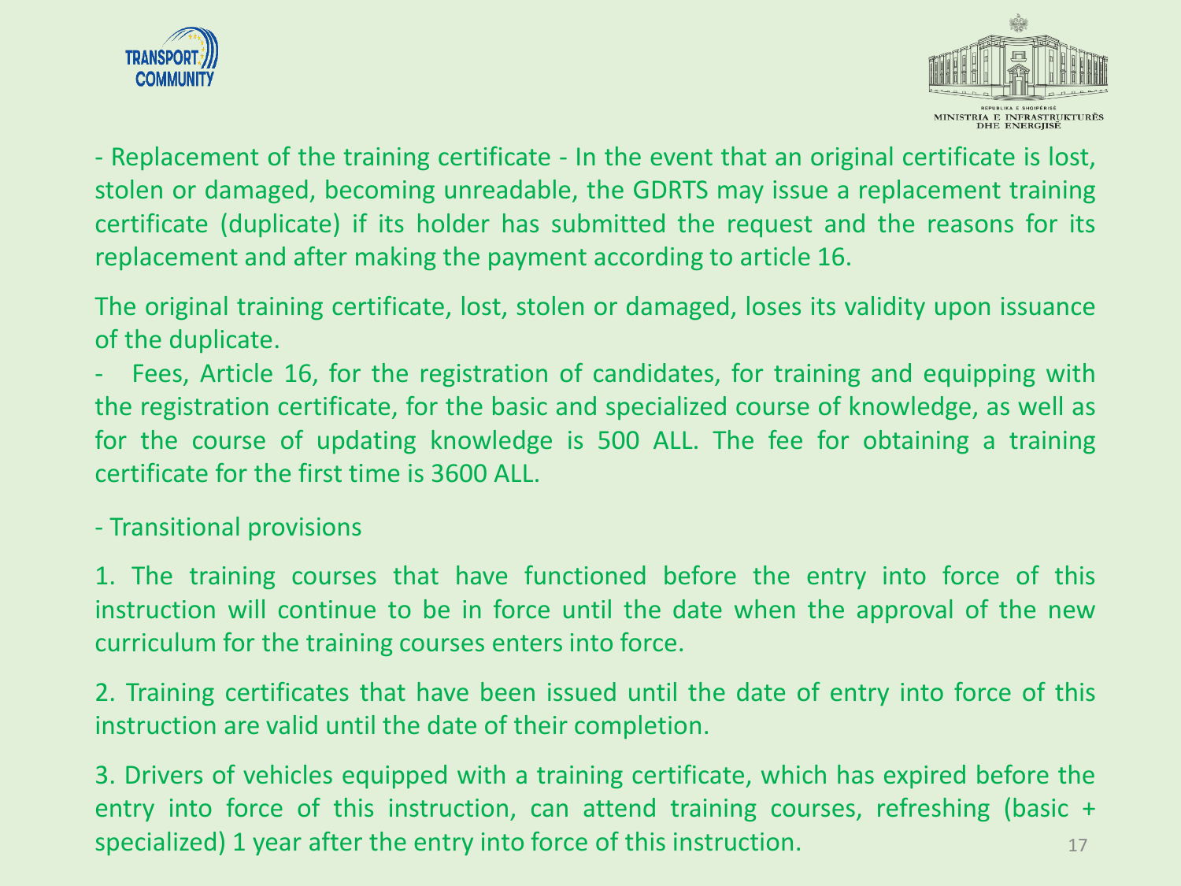- Replacement of the training certificate - In the event that an original certificate is lost, stolen or damaged, becoming unreadable, the GDRTS may issue a replacement training certificate (duplicate) if its holder has submitted the request and the reasons for its replacement and after making the payment according to article 16.

The original training certificate, lost, stolen or damaged, loses its validity upon issuance of the duplicate.

- Fees, Article 16, for the registration of candidates, for training and equipping with the registration certificate, for the basic and specialized course of knowledge, as well as for the course of updating knowledge is 500 ALL. The fee for obtaining a training certificate for the first time is 3600 ALL.

- Transitional provisions

1. The training courses that have functioned before the entry into force of this instruction will continue to be in force until the date when the approval of the new curriculum for the training courses enters into force.

2. Training certificates that have been issued until the date of entry into force of this instruction are valid until the date of their completion.

3. Drivers of vehicles equipped with a training certificate, which has expired before the entry into force of this instruction, can attend training courses, refreshing (basic + specialized) 1 year after the entry into force of this instruction.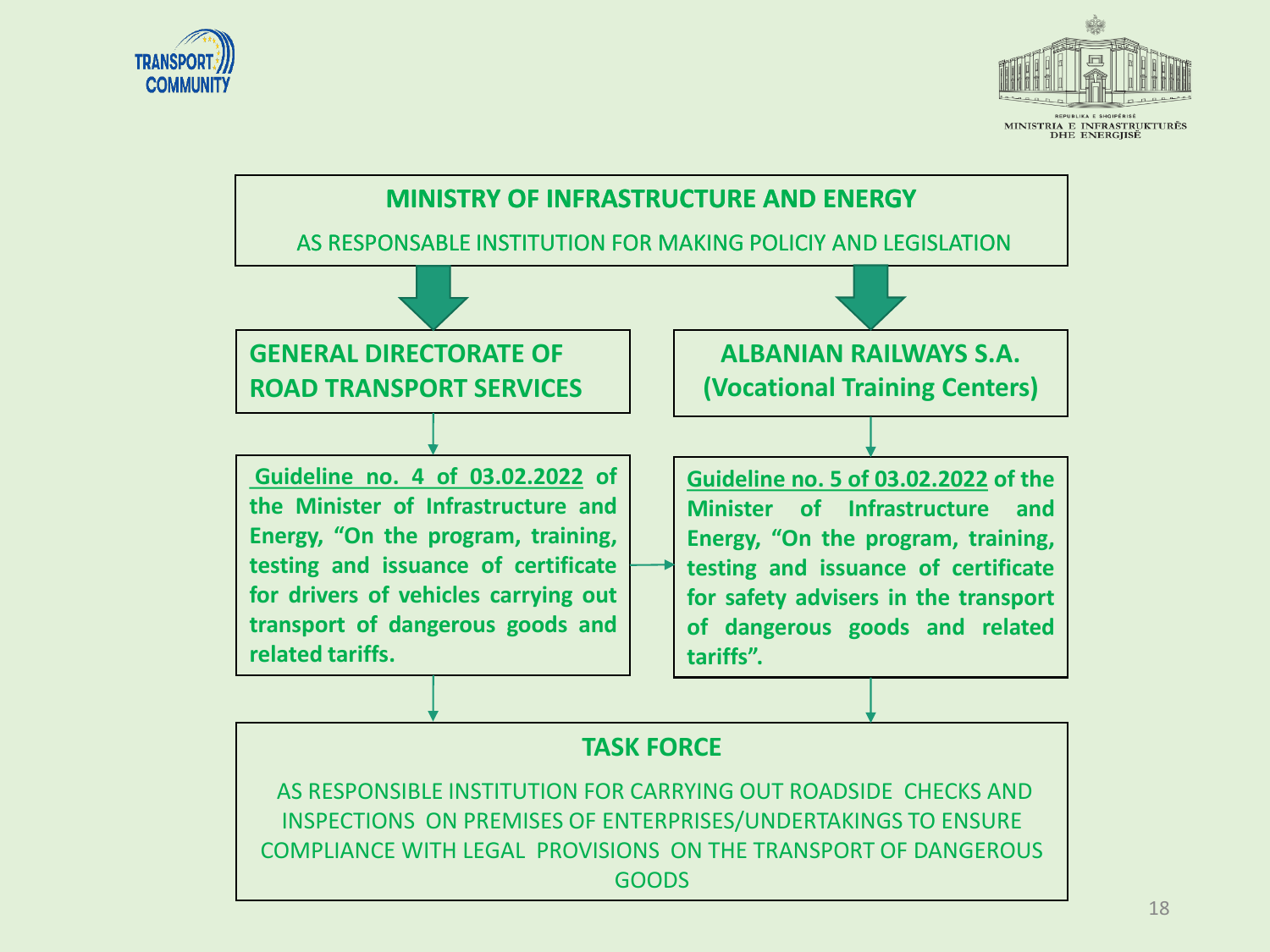**MINISTRY OF INFRASTRUCTURE AND ENERGY**

AS RESPONSABLE INSTITUTION FOR MAKING POLICIY AND LEGISLATION

**GENERAL DIRECTORATE OF ROAD TRANSPORT SERVICES**

**ALBANIAN RAILWAYS S.A. (Vocational Training Centers)**

**Guideline no. 4 of 03.02.2022 of the Minister of Infrastructure and Energy, "On the program, training, testing and issuance of certificate for drivers of vehicles carrying out transport of dangerous goods and related tariffs.**

**Guideline no. 5 of 03.02.2022 of the Minister of Infrastructure and Energy, "On the program, training, testing and issuance of certificate for safety advisers in the transport of dangerous goods and related tariffs".**

**TASK FORCE**

AS RESPONSIBLE INSTITUTION FOR CARRYING OUT ROADSIDE CHECKS AND INSPECTIONS ON PREMISES OF ENTERPRISES/UNDERTAKINGS TO ENSURE COMPLIANCE WITH LEGAL PROVISIONS ON THE TRANSPORT OF DANGEROUS GOODS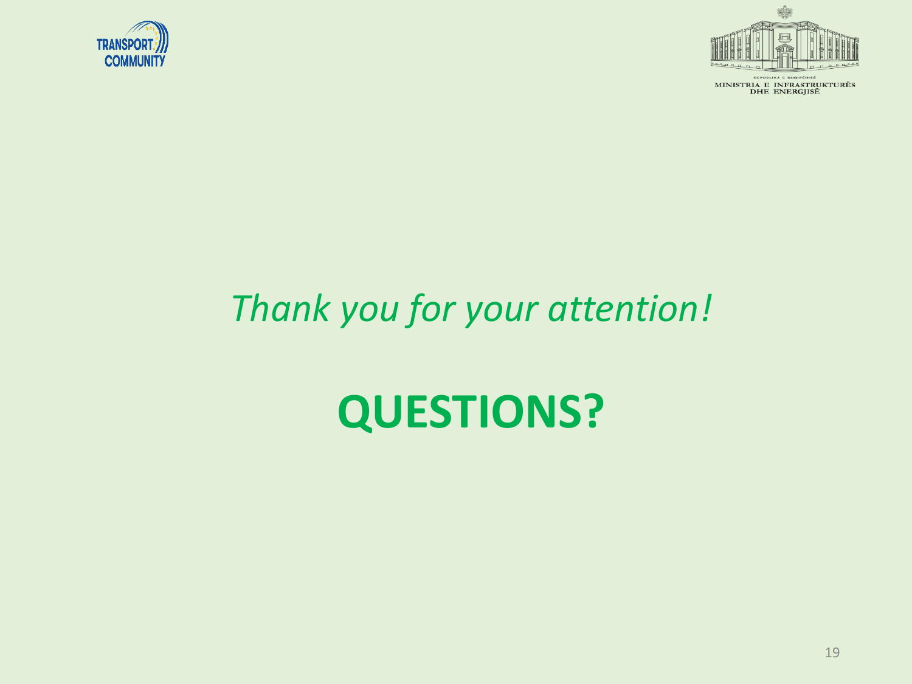*Thank you for your attention!*

**QUESTIONS?**